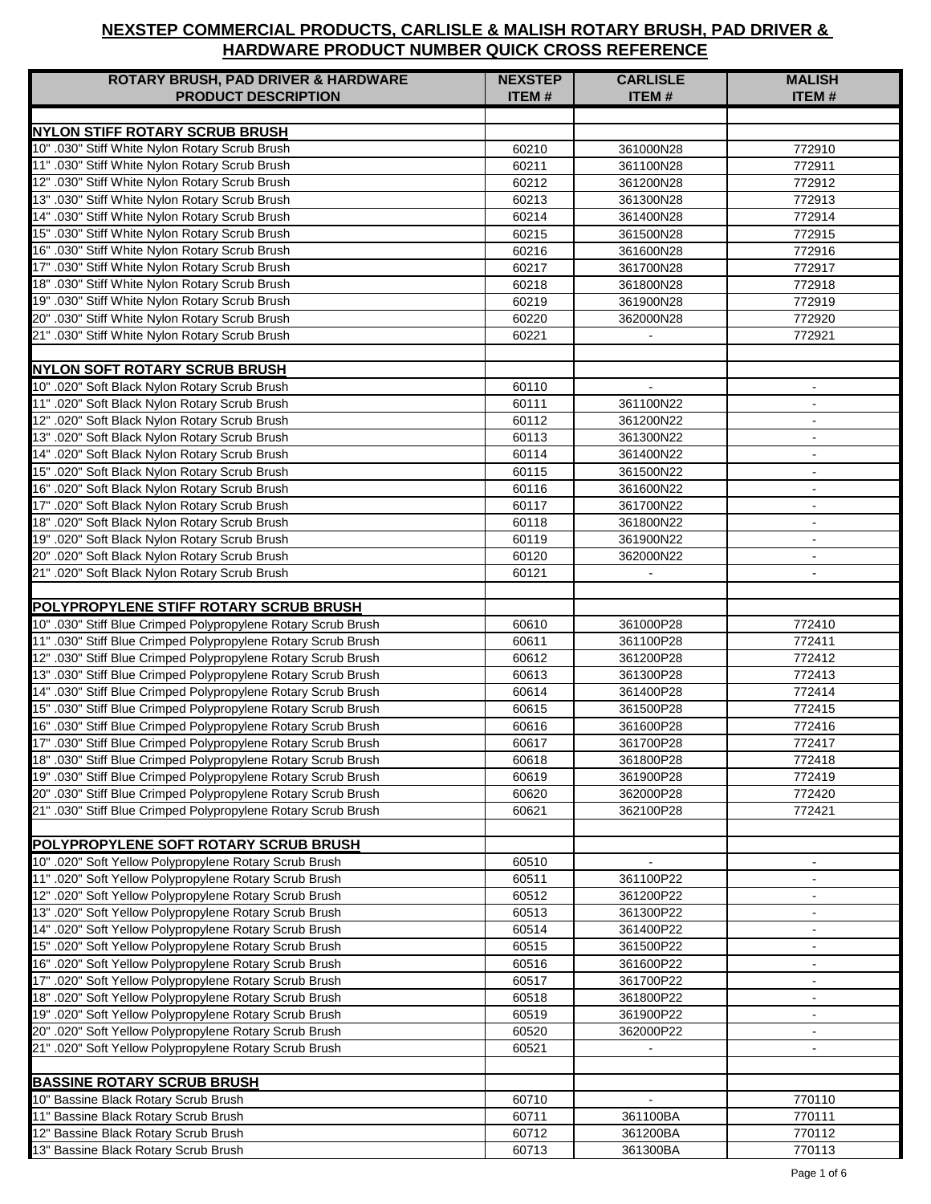## NEXSTEP COMMERCIAL PRODUCTS, CARLISLE & MALISH ROTARY BRUSH, PAD DRIVER & HARDWARE PRODUCT NUMBER QUICK CROSS REFERENCE

| ROTARY BRUSH, PAD DRIVER & HARDWARE PRODUCT DESCRIPTION | NEXSTEP ITEM # | CARLISLE ITEM # | MALISH ITEM # |
|---|---|---|---|
| | | | |
| **NYLON STIFF ROTARY SCRUB BRUSH** | | | |
| 10" .030" Stiff White Nylon Rotary Scrub Brush | 60210 | 361000N28 | 772910 |
| 11" .030" Stiff White Nylon Rotary Scrub Brush | 60211 | 361100N28 | 772911 |
| 12" .030" Stiff White Nylon Rotary Scrub Brush | 60212 | 361200N28 | 772912 |
| 13" .030" Stiff White Nylon Rotary Scrub Brush | 60213 | 361300N28 | 772913 |
| 14" .030" Stiff White Nylon Rotary Scrub Brush | 60214 | 361400N28 | 772914 |
| 15" .030" Stiff White Nylon Rotary Scrub Brush | 60215 | 361500N28 | 772915 |
| 16" .030" Stiff White Nylon Rotary Scrub Brush | 60216 | 361600N28 | 772916 |
| 17" .030" Stiff White Nylon Rotary Scrub Brush | 60217 | 361700N28 | 772917 |
| 18" .030" Stiff White Nylon Rotary Scrub Brush | 60218 | 361800N28 | 772918 |
| 19" .030" Stiff White Nylon Rotary Scrub Brush | 60219 | 361900N28 | 772919 |
| 20" .030" Stiff White Nylon Rotary Scrub Brush | 60220 | 362000N28 | 772920 |
| 21" .030" Stiff White Nylon Rotary Scrub Brush | 60221 | - | 772921 |
| | | | |
| **NYLON SOFT ROTARY SCRUB BRUSH** | | | |
| 10" .020" Soft Black Nylon Rotary Scrub Brush | 60110 | - | - |
| 11" .020" Soft Black Nylon Rotary Scrub Brush | 60111 | 361100N22 | - |
| 12" .020" Soft Black Nylon Rotary Scrub Brush | 60112 | 361200N22 | - |
| 13" .020" Soft Black Nylon Rotary Scrub Brush | 60113 | 361300N22 | - |
| 14" .020" Soft Black Nylon Rotary Scrub Brush | 60114 | 361400N22 | - |
| 15" .020" Soft Black Nylon Rotary Scrub Brush | 60115 | 361500N22 | - |
| 16" .020" Soft Black Nylon Rotary Scrub Brush | 60116 | 361600N22 | - |
| 17" .020" Soft Black Nylon Rotary Scrub Brush | 60117 | 361700N22 | - |
| 18" .020" Soft Black Nylon Rotary Scrub Brush | 60118 | 361800N22 | - |
| 19" .020" Soft Black Nylon Rotary Scrub Brush | 60119 | 361900N22 | - |
| 20" .020" Soft Black Nylon Rotary Scrub Brush | 60120 | 362000N22 | - |
| 21" .020" Soft Black Nylon Rotary Scrub Brush | 60121 | - | - |
| | | | |
| **POLYPROPYLENE STIFF ROTARY SCRUB BRUSH** | | | |
| 10" .030" Stiff Blue Crimped Polypropylene Rotary Scrub Brush | 60610 | 361000P28 | 772410 |
| 11" .030" Stiff Blue Crimped Polypropylene Rotary Scrub Brush | 60611 | 361100P28 | 772411 |
| 12" .030" Stiff Blue Crimped Polypropylene Rotary Scrub Brush | 60612 | 361200P28 | 772412 |
| 13" .030" Stiff Blue Crimped Polypropylene Rotary Scrub Brush | 60613 | 361300P28 | 772413 |
| 14" .030" Stiff Blue Crimped Polypropylene Rotary Scrub Brush | 60614 | 361400P28 | 772414 |
| 15" .030" Stiff Blue Crimped Polypropylene Rotary Scrub Brush | 60615 | 361500P28 | 772415 |
| 16" .030" Stiff Blue Crimped Polypropylene Rotary Scrub Brush | 60616 | 361600P28 | 772416 |
| 17" .030" Stiff Blue Crimped Polypropylene Rotary Scrub Brush | 60617 | 361700P28 | 772417 |
| 18" .030" Stiff Blue Crimped Polypropylene Rotary Scrub Brush | 60618 | 361800P28 | 772418 |
| 19" .030" Stiff Blue Crimped Polypropylene Rotary Scrub Brush | 60619 | 361900P28 | 772419 |
| 20" .030" Stiff Blue Crimped Polypropylene Rotary Scrub Brush | 60620 | 362000P28 | 772420 |
| 21" .030" Stiff Blue Crimped Polypropylene Rotary Scrub Brush | 60621 | 362100P28 | 772421 |
| | | | |
| **POLYPROPYLENE SOFT ROTARY SCRUB BRUSH** | | | |
| 10" .020" Soft Yellow Polypropylene Rotary Scrub Brush | 60510 | - | - |
| 11" .020" Soft Yellow Polypropylene Rotary Scrub Brush | 60511 | 361100P22 | - |
| 12" .020" Soft Yellow Polypropylene Rotary Scrub Brush | 60512 | 361200P22 | - |
| 13" .020" Soft Yellow Polypropylene Rotary Scrub Brush | 60513 | 361300P22 | - |
| 14" .020" Soft Yellow Polypropylene Rotary Scrub Brush | 60514 | 361400P22 | - |
| 15" .020" Soft Yellow Polypropylene Rotary Scrub Brush | 60515 | 361500P22 | - |
| 16" .020" Soft Yellow Polypropylene Rotary Scrub Brush | 60516 | 361600P22 | - |
| 17" .020" Soft Yellow Polypropylene Rotary Scrub Brush | 60517 | 361700P22 | - |
| 18" .020" Soft Yellow Polypropylene Rotary Scrub Brush | 60518 | 361800P22 | - |
| 19" .020" Soft Yellow Polypropylene Rotary Scrub Brush | 60519 | 361900P22 | - |
| 20" .020" Soft Yellow Polypropylene Rotary Scrub Brush | 60520 | 362000P22 | - |
| 21" .020" Soft Yellow Polypropylene Rotary Scrub Brush | 60521 | - | - |
| | | | |
| **BASSINE ROTARY SCRUB BRUSH** | | | |
| 10" Bassine Black Rotary Scrub Brush | 60710 | - | 770110 |
| 11" Bassine Black Rotary Scrub Brush | 60711 | 361100BA | 770111 |
| 12" Bassine Black Rotary Scrub Brush | 60712 | 361200BA | 770112 |
| 13" Bassine Black Rotary Scrub Brush | 60713 | 361300BA | 770113 |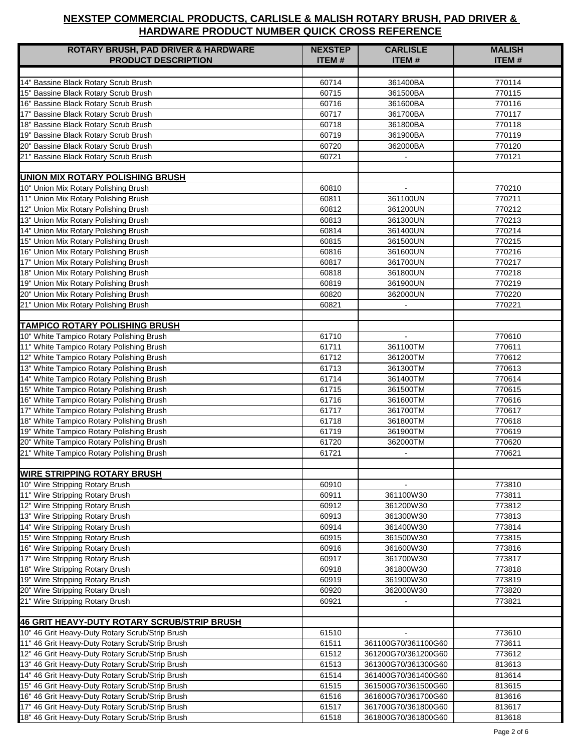## NEXSTEP COMMERCIAL PRODUCTS, CARLISLE & MALISH ROTARY BRUSH, PAD DRIVER & HARDWARE PRODUCT NUMBER QUICK CROSS REFERENCE

| ROTARY BRUSH, PAD DRIVER & HARDWARE PRODUCT DESCRIPTION | NEXSTEP ITEM # | CARLISLE ITEM # | MALISH ITEM # |
|---|---|---|---|
| | | | |
| 14" Bassine Black Rotary Scrub Brush | 60714 | 361400BA | 770114 |
| 15" Bassine Black Rotary Scrub Brush | 60715 | 361500BA | 770115 |
| 16" Bassine Black Rotary Scrub Brush | 60716 | 361600BA | 770116 |
| 17" Bassine Black Rotary Scrub Brush | 60717 | 361700BA | 770117 |
| 18" Bassine Black Rotary Scrub Brush | 60718 | 361800BA | 770118 |
| 19" Bassine Black Rotary Scrub Brush | 60719 | 361900BA | 770119 |
| 20" Bassine Black Rotary Scrub Brush | 60720 | 362000BA | 770120 |
| 21" Bassine Black Rotary Scrub Brush | 60721 | - | 770121 |
| | | | |
| **UNION MIX ROTARY POLISHING BRUSH** | | | |
| 10" Union Mix Rotary Polishing Brush | 60810 | - | 770210 |
| 11" Union Mix Rotary Polishing Brush | 60811 | 361100UN | 770211 |
| 12" Union Mix Rotary Polishing Brush | 60812 | 361200UN | 770212 |
| 13" Union Mix Rotary Polishing Brush | 60813 | 361300UN | 770213 |
| 14" Union Mix Rotary Polishing Brush | 60814 | 361400UN | 770214 |
| 15" Union Mix Rotary Polishing Brush | 60815 | 361500UN | 770215 |
| 16" Union Mix Rotary Polishing Brush | 60816 | 361600UN | 770216 |
| 17" Union Mix Rotary Polishing Brush | 60817 | 361700UN | 770217 |
| 18" Union Mix Rotary Polishing Brush | 60818 | 361800UN | 770218 |
| 19" Union Mix Rotary Polishing Brush | 60819 | 361900UN | 770219 |
| 20" Union Mix Rotary Polishing Brush | 60820 | 362000UN | 770220 |
| 21" Union Mix Rotary Polishing Brush | 60821 | - | 770221 |
| | | | |
| **TAMPICO ROTARY POLISHING BRUSH** | | | |
| 10" White Tampico Rotary Polishing Brush | 61710 | - | 770610 |
| 11" White Tampico Rotary Polishing Brush | 61711 | 361100TM | 770611 |
| 12" White Tampico Rotary Polishing Brush | 61712 | 361200TM | 770612 |
| 13" White Tampico Rotary Polishing Brush | 61713 | 361300TM | 770613 |
| 14" White Tampico Rotary Polishing Brush | 61714 | 361400TM | 770614 |
| 15" White Tampico Rotary Polishing Brush | 61715 | 361500TM | 770615 |
| 16" White Tampico Rotary Polishing Brush | 61716 | 361600TM | 770616 |
| 17" White Tampico Rotary Polishing Brush | 61717 | 361700TM | 770617 |
| 18" White Tampico Rotary Polishing Brush | 61718 | 361800TM | 770618 |
| 19" White Tampico Rotary Polishing Brush | 61719 | 361900TM | 770619 |
| 20" White Tampico Rotary Polishing Brush | 61720 | 362000TM | 770620 |
| 21" White Tampico Rotary Polishing Brush | 61721 | - | 770621 |
| | | | |
| **WIRE STRIPPING ROTARY BRUSH** | | | |
| 10" Wire Stripping Rotary Brush | 60910 | - | 773810 |
| 11" Wire Stripping Rotary Brush | 60911 | 361100W30 | 773811 |
| 12" Wire Stripping Rotary Brush | 60912 | 361200W30 | 773812 |
| 13" Wire Stripping Rotary Brush | 60913 | 361300W30 | 773813 |
| 14" Wire Stripping Rotary Brush | 60914 | 361400W30 | 773814 |
| 15" Wire Stripping Rotary Brush | 60915 | 361500W30 | 773815 |
| 16" Wire Stripping Rotary Brush | 60916 | 361600W30 | 773816 |
| 17" Wire Stripping Rotary Brush | 60917 | 361700W30 | 773817 |
| 18" Wire Stripping Rotary Brush | 60918 | 361800W30 | 773818 |
| 19" Wire Stripping Rotary Brush | 60919 | 361900W30 | 773819 |
| 20" Wire Stripping Rotary Brush | 60920 | 362000W30 | 773820 |
| 21" Wire Stripping Rotary Brush | 60921 | - | 773821 |
| | | | |
| **46 GRIT HEAVY-DUTY ROTARY SCRUB/STRIP BRUSH** | | | |
| 10" 46 Grit Heavy-Duty Rotary Scrub/Strip Brush | 61510 | - | 773610 |
| 11" 46 Grit Heavy-Duty Rotary Scrub/Strip Brush | 61511 | 361100G70/361100G60 | 773611 |
| 12" 46 Grit Heavy-Duty Rotary Scrub/Strip Brush | 61512 | 361200G70/361200G60 | 773612 |
| 13" 46 Grit Heavy-Duty Rotary Scrub/Strip Brush | 61513 | 361300G70/361300G60 | 813613 |
| 14" 46 Grit Heavy-Duty Rotary Scrub/Strip Brush | 61514 | 361400G70/361400G60 | 813614 |
| 15" 46 Grit Heavy-Duty Rotary Scrub/Strip Brush | 61515 | 361500G70/361500G60 | 813615 |
| 16" 46 Grit Heavy-Duty Rotary Scrub/Strip Brush | 61516 | 361600G70/361700G60 | 813616 |
| 17" 46 Grit Heavy-Duty Rotary Scrub/Strip Brush | 61517 | 361700G70/361800G60 | 813617 |
| 18" 46 Grit Heavy-Duty Rotary Scrub/Strip Brush | 61518 | 361800G70/361800G60 | 813618 |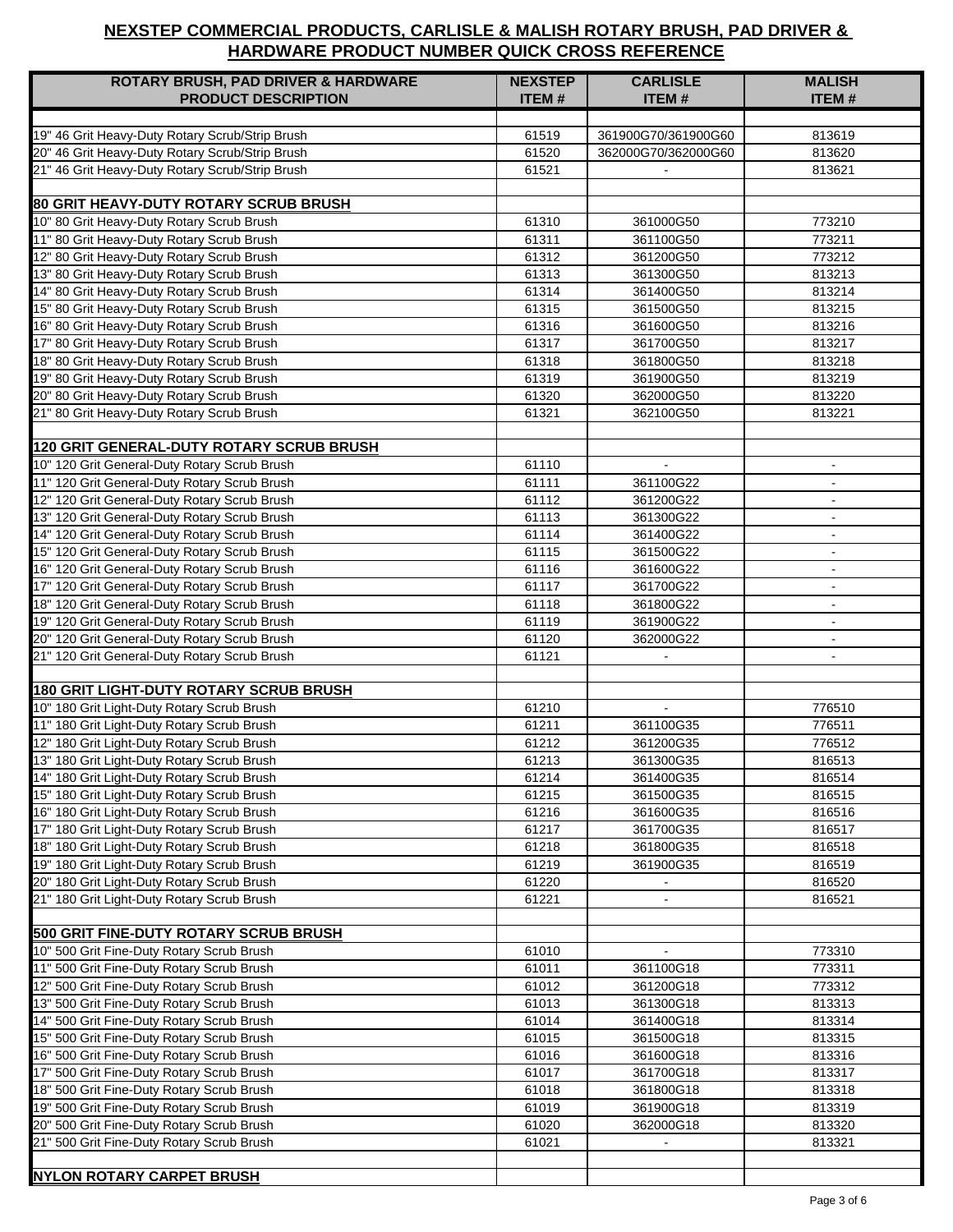## NEXSTEP COMMERCIAL PRODUCTS, CARLISLE & MALISH ROTARY BRUSH, PAD DRIVER & HARDWARE PRODUCT NUMBER QUICK CROSS REFERENCE

| ROTARY BRUSH, PAD DRIVER & HARDWARE PRODUCT DESCRIPTION | NEXSTEP ITEM # | CARLISLE ITEM # | MALISH ITEM # |
|---|---|---|---|
| | | | |
| 19" 46 Grit Heavy-Duty Rotary Scrub/Strip Brush | 61519 | 361900G70/361900G60 | 813619 |
| 20" 46 Grit Heavy-Duty Rotary Scrub/Strip Brush | 61520 | 362000G70/362000G60 | 813620 |
| 21" 46 Grit Heavy-Duty Rotary Scrub/Strip Brush | 61521 | - | 813621 |
| | | | |
| **80 GRIT HEAVY-DUTY ROTARY SCRUB BRUSH** | | | |
| 10" 80 Grit Heavy-Duty Rotary Scrub Brush | 61310 | 361000G50 | 773210 |
| 11" 80 Grit Heavy-Duty Rotary Scrub Brush | 61311 | 361100G50 | 773211 |
| 12" 80 Grit Heavy-Duty Rotary Scrub Brush | 61312 | 361200G50 | 773212 |
| 13" 80 Grit Heavy-Duty Rotary Scrub Brush | 61313 | 361300G50 | 813213 |
| 14" 80 Grit Heavy-Duty Rotary Scrub Brush | 61314 | 361400G50 | 813214 |
| 15" 80 Grit Heavy-Duty Rotary Scrub Brush | 61315 | 361500G50 | 813215 |
| 16" 80 Grit Heavy-Duty Rotary Scrub Brush | 61316 | 361600G50 | 813216 |
| 17" 80 Grit Heavy-Duty Rotary Scrub Brush | 61317 | 361700G50 | 813217 |
| 18" 80 Grit Heavy-Duty Rotary Scrub Brush | 61318 | 361800G50 | 813218 |
| 19" 80 Grit Heavy-Duty Rotary Scrub Brush | 61319 | 361900G50 | 813219 |
| 20" 80 Grit Heavy-Duty Rotary Scrub Brush | 61320 | 362000G50 | 813220 |
| 21" 80 Grit Heavy-Duty Rotary Scrub Brush | 61321 | 362100G50 | 813221 |
| | | | |
| **120 GRIT GENERAL-DUTY ROTARY SCRUB BRUSH** | | | |
| 10" 120 Grit General-Duty Rotary Scrub Brush | 61110 | - | - |
| 11" 120 Grit General-Duty Rotary Scrub Brush | 61111 | 361100G22 | - |
| 12" 120 Grit General-Duty Rotary Scrub Brush | 61112 | 361200G22 | - |
| 13" 120 Grit General-Duty Rotary Scrub Brush | 61113 | 361300G22 | - |
| 14" 120 Grit General-Duty Rotary Scrub Brush | 61114 | 361400G22 | - |
| 15" 120 Grit General-Duty Rotary Scrub Brush | 61115 | 361500G22 | - |
| 16" 120 Grit General-Duty Rotary Scrub Brush | 61116 | 361600G22 | - |
| 17" 120 Grit General-Duty Rotary Scrub Brush | 61117 | 361700G22 | - |
| 18" 120 Grit General-Duty Rotary Scrub Brush | 61118 | 361800G22 | - |
| 19" 120 Grit General-Duty Rotary Scrub Brush | 61119 | 361900G22 | - |
| 20" 120 Grit General-Duty Rotary Scrub Brush | 61120 | 362000G22 | - |
| 21" 120 Grit General-Duty Rotary Scrub Brush | 61121 | - | - |
| | | | |
| **180 GRIT LIGHT-DUTY ROTARY SCRUB BRUSH** | | | |
| 10" 180 Grit Light-Duty Rotary Scrub Brush | 61210 | - | 776510 |
| 11" 180 Grit Light-Duty Rotary Scrub Brush | 61211 | 361100G35 | 776511 |
| 12" 180 Grit Light-Duty Rotary Scrub Brush | 61212 | 361200G35 | 776512 |
| 13" 180 Grit Light-Duty Rotary Scrub Brush | 61213 | 361300G35 | 816513 |
| 14" 180 Grit Light-Duty Rotary Scrub Brush | 61214 | 361400G35 | 816514 |
| 15" 180 Grit Light-Duty Rotary Scrub Brush | 61215 | 361500G35 | 816515 |
| 16" 180 Grit Light-Duty Rotary Scrub Brush | 61216 | 361600G35 | 816516 |
| 17" 180 Grit Light-Duty Rotary Scrub Brush | 61217 | 361700G35 | 816517 |
| 18" 180 Grit Light-Duty Rotary Scrub Brush | 61218 | 361800G35 | 816518 |
| 19" 180 Grit Light-Duty Rotary Scrub Brush | 61219 | 361900G35 | 816519 |
| 20" 180 Grit Light-Duty Rotary Scrub Brush | 61220 | - | 816520 |
| 21" 180 Grit Light-Duty Rotary Scrub Brush | 61221 | - | 816521 |
| | | | |
| **500 GRIT FINE-DUTY ROTARY SCRUB BRUSH** | | | |
| 10" 500 Grit Fine-Duty Rotary Scrub Brush | 61010 | - | 773310 |
| 11" 500 Grit Fine-Duty Rotary Scrub Brush | 61011 | 361100G18 | 773311 |
| 12" 500 Grit Fine-Duty Rotary Scrub Brush | 61012 | 361200G18 | 773312 |
| 13" 500 Grit Fine-Duty Rotary Scrub Brush | 61013 | 361300G18 | 813313 |
| 14" 500 Grit Fine-Duty Rotary Scrub Brush | 61014 | 361400G18 | 813314 |
| 15" 500 Grit Fine-Duty Rotary Scrub Brush | 61015 | 361500G18 | 813315 |
| 16" 500 Grit Fine-Duty Rotary Scrub Brush | 61016 | 361600G18 | 813316 |
| 17" 500 Grit Fine-Duty Rotary Scrub Brush | 61017 | 361700G18 | 813317 |
| 18" 500 Grit Fine-Duty Rotary Scrub Brush | 61018 | 361800G18 | 813318 |
| 19" 500 Grit Fine-Duty Rotary Scrub Brush | 61019 | 361900G18 | 813319 |
| 20" 500 Grit Fine-Duty Rotary Scrub Brush | 61020 | 362000G18 | 813320 |
| 21" 500 Grit Fine-Duty Rotary Scrub Brush | 61021 | - | 813321 |
| | | | |
| **NYLON ROTARY CARPET BRUSH** | | | |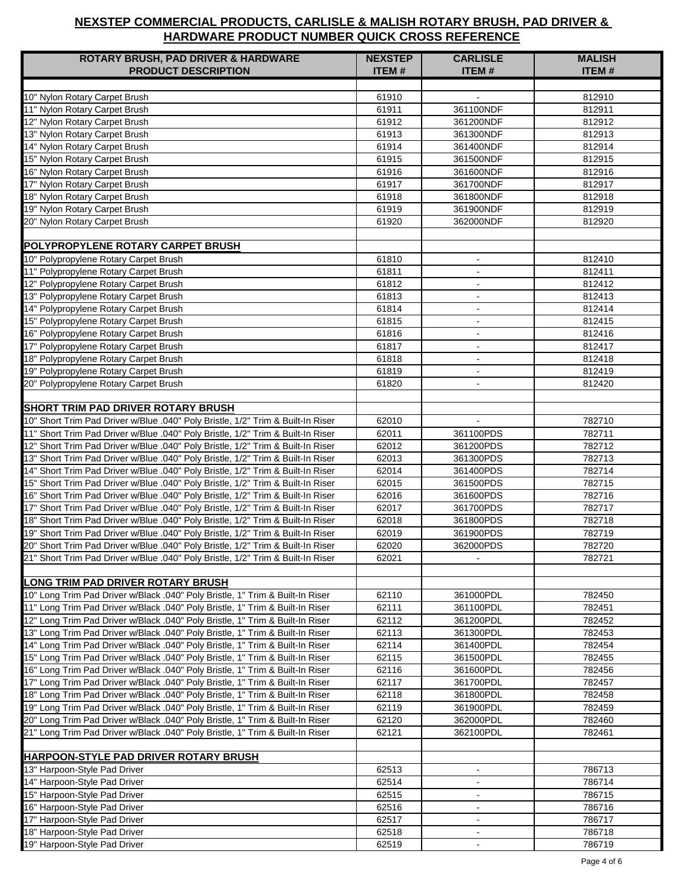## NEXSTEP COMMERCIAL PRODUCTS, CARLISLE & MALISH ROTARY BRUSH, PAD DRIVER & HARDWARE PRODUCT NUMBER QUICK CROSS REFERENCE

| ROTARY BRUSH, PAD DRIVER & HARDWARE PRODUCT DESCRIPTION | NEXSTEP ITEM # | CARLISLE ITEM # | MALISH ITEM # |
|---|---|---|---|
| | | | |
| 10" Nylon Rotary Carpet Brush | 61910 | - | 812910 |
| 11" Nylon Rotary Carpet Brush | 61911 | 361100NDF | 812911 |
| 12" Nylon Rotary Carpet Brush | 61912 | 361200NDF | 812912 |
| 13" Nylon Rotary Carpet Brush | 61913 | 361300NDF | 812913 |
| 14" Nylon Rotary Carpet Brush | 61914 | 361400NDF | 812914 |
| 15" Nylon Rotary Carpet Brush | 61915 | 361500NDF | 812915 |
| 16" Nylon Rotary Carpet Brush | 61916 | 361600NDF | 812916 |
| 17" Nylon Rotary Carpet Brush | 61917 | 361700NDF | 812917 |
| 18" Nylon Rotary Carpet Brush | 61918 | 361800NDF | 812918 |
| 19" Nylon Rotary Carpet Brush | 61919 | 361900NDF | 812919 |
| 20" Nylon Rotary Carpet Brush | 61920 | 362000NDF | 812920 |
| | | | |
| **POLYPROPYLENE ROTARY CARPET BRUSH** | | | |
| 10" Polypropylene Rotary Carpet Brush | 61810 | - | 812410 |
| 11" Polypropylene Rotary Carpet Brush | 61811 | - | 812411 |
| 12" Polypropylene Rotary Carpet Brush | 61812 | - | 812412 |
| 13" Polypropylene Rotary Carpet Brush | 61813 | - | 812413 |
| 14" Polypropylene Rotary Carpet Brush | 61814 | - | 812414 |
| 15" Polypropylene Rotary Carpet Brush | 61815 | - | 812415 |
| 16" Polypropylene Rotary Carpet Brush | 61816 | - | 812416 |
| 17" Polypropylene Rotary Carpet Brush | 61817 | - | 812417 |
| 18" Polypropylene Rotary Carpet Brush | 61818 | - | 812418 |
| 19" Polypropylene Rotary Carpet Brush | 61819 | - | 812419 |
| 20" Polypropylene Rotary Carpet Brush | 61820 | - | 812420 |
| | | | |
| **SHORT TRIM PAD DRIVER ROTARY BRUSH** | | | |
| 10" Short Trim Pad Driver w/Blue .040" Poly Bristle, 1/2" Trim & Built-In Riser | 62010 | - | 782710 |
| 11" Short Trim Pad Driver w/Blue .040" Poly Bristle, 1/2" Trim & Built-In Riser | 62011 | 361100PDS | 782711 |
| 12" Short Trim Pad Driver w/Blue .040" Poly Bristle, 1/2" Trim & Built-In Riser | 62012 | 361200PDS | 782712 |
| 13" Short Trim Pad Driver w/Blue .040" Poly Bristle, 1/2" Trim & Built-In Riser | 62013 | 361300PDS | 782713 |
| 14" Short Trim Pad Driver w/Blue .040" Poly Bristle, 1/2" Trim & Built-In Riser | 62014 | 361400PDS | 782714 |
| 15" Short Trim Pad Driver w/Blue .040" Poly Bristle, 1/2" Trim & Built-In Riser | 62015 | 361500PDS | 782715 |
| 16" Short Trim Pad Driver w/Blue .040" Poly Bristle, 1/2" Trim & Built-In Riser | 62016 | 361600PDS | 782716 |
| 17" Short Trim Pad Driver w/Blue .040" Poly Bristle, 1/2" Trim & Built-In Riser | 62017 | 361700PDS | 782717 |
| 18" Short Trim Pad Driver w/Blue .040" Poly Bristle, 1/2" Trim & Built-In Riser | 62018 | 361800PDS | 782718 |
| 19" Short Trim Pad Driver w/Blue .040" Poly Bristle, 1/2" Trim & Built-In Riser | 62019 | 361900PDS | 782719 |
| 20" Short Trim Pad Driver w/Blue .040" Poly Bristle, 1/2" Trim & Built-In Riser | 62020 | 362000PDS | 782720 |
| 21" Short Trim Pad Driver w/Blue .040" Poly Bristle, 1/2" Trim & Built-In Riser | 62021 | - | 782721 |
| | | | |
| **LONG TRIM PAD DRIVER ROTARY BRUSH** | | | |
| 10" Long Trim Pad Driver w/Black .040" Poly Bristle, 1" Trim & Built-In Riser | 62110 | 361000PDL | 782450 |
| 11" Long Trim Pad Driver w/Black .040" Poly Bristle, 1" Trim & Built-In Riser | 62111 | 361100PDL | 782451 |
| 12" Long Trim Pad Driver w/Black .040" Poly Bristle, 1" Trim & Built-In Riser | 62112 | 361200PDL | 782452 |
| 13" Long Trim Pad Driver w/Black .040" Poly Bristle, 1" Trim & Built-In Riser | 62113 | 361300PDL | 782453 |
| 14" Long Trim Pad Driver w/Black .040" Poly Bristle, 1" Trim & Built-In Riser | 62114 | 361400PDL | 782454 |
| 15" Long Trim Pad Driver w/Black .040" Poly Bristle, 1" Trim & Built-In Riser | 62115 | 361500PDL | 782455 |
| 16" Long Trim Pad Driver w/Black .040" Poly Bristle, 1" Trim & Built-In Riser | 62116 | 361600PDL | 782456 |
| 17" Long Trim Pad Driver w/Black .040" Poly Bristle, 1" Trim & Built-In Riser | 62117 | 361700PDL | 782457 |
| 18" Long Trim Pad Driver w/Black .040" Poly Bristle, 1" Trim & Built-In Riser | 62118 | 361800PDL | 782458 |
| 19" Long Trim Pad Driver w/Black .040" Poly Bristle, 1" Trim & Built-In Riser | 62119 | 361900PDL | 782459 |
| 20" Long Trim Pad Driver w/Black .040" Poly Bristle, 1" Trim & Built-In Riser | 62120 | 362000PDL | 782460 |
| 21" Long Trim Pad Driver w/Black .040" Poly Bristle, 1" Trim & Built-In Riser | 62121 | 362100PDL | 782461 |
| | | | |
| **HARPOON-STYLE PAD DRIVER ROTARY BRUSH** | | | |
| 13" Harpoon-Style Pad Driver | 62513 | - | 786713 |
| 14" Harpoon-Style Pad Driver | 62514 | - | 786714 |
| 15" Harpoon-Style Pad Driver | 62515 | - | 786715 |
| 16" Harpoon-Style Pad Driver | 62516 | - | 786716 |
| 17" Harpoon-Style Pad Driver | 62517 | - | 786717 |
| 18" Harpoon-Style Pad Driver | 62518 | - | 786718 |
| 19" Harpoon-Style Pad Driver | 62519 | - | 786719 |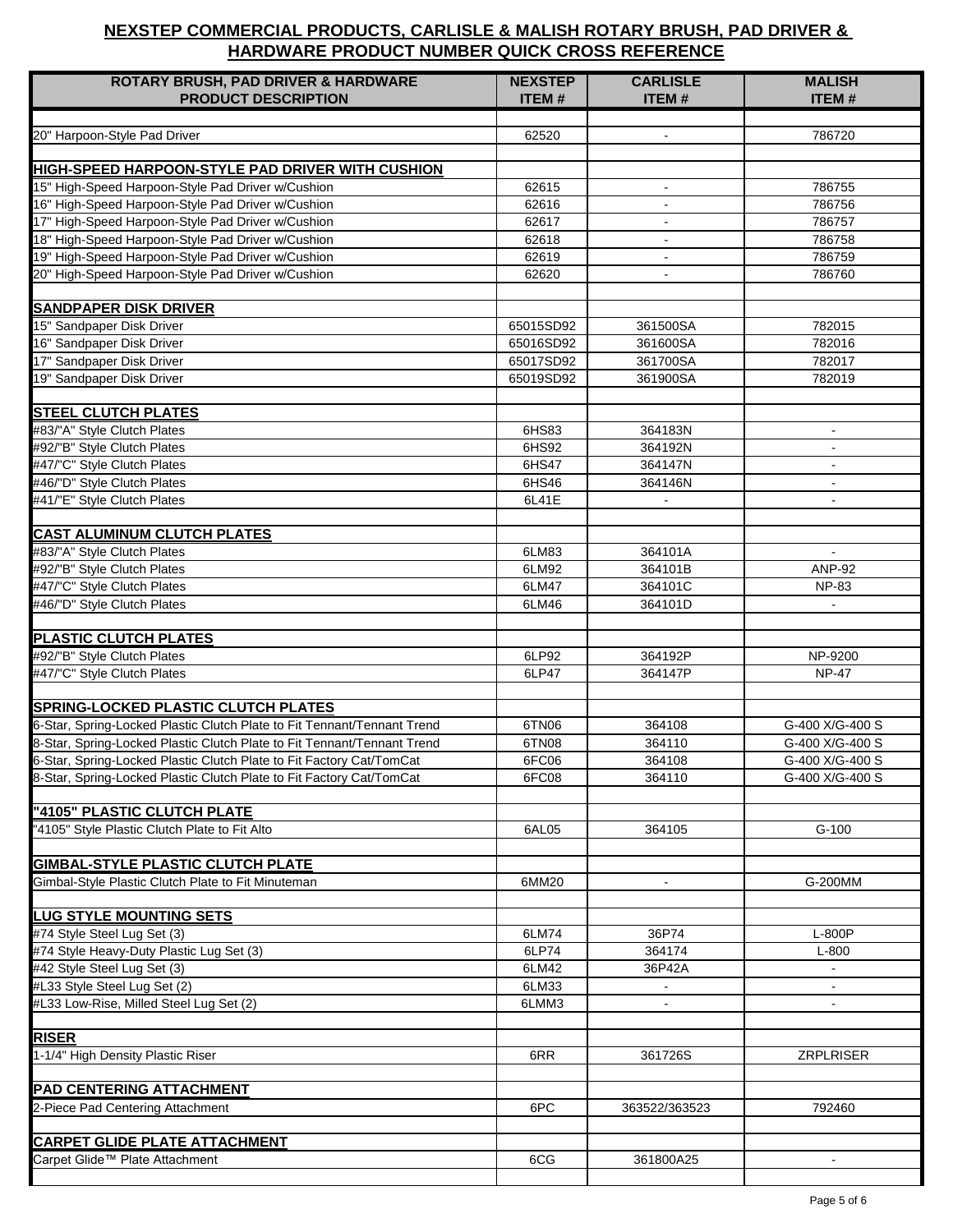## NEXSTEP COMMERCIAL PRODUCTS, CARLISLE & MALISH ROTARY BRUSH, PAD DRIVER & HARDWARE PRODUCT NUMBER QUICK CROSS REFERENCE

| ROTARY BRUSH, PAD DRIVER & HARDWARE PRODUCT DESCRIPTION | NEXSTEP ITEM # | CARLISLE ITEM # | MALISH ITEM # |
|---|---|---|---|
| | | | |
| 20" Harpoon-Style Pad Driver | 62520 | - | 786720 |
| | | | |
| **HIGH-SPEED HARPOON-STYLE PAD DRIVER WITH CUSHION** | | | |
| 15" High-Speed Harpoon-Style Pad Driver w/Cushion | 62615 | - | 786755 |
| 16" High-Speed Harpoon-Style Pad Driver w/Cushion | 62616 | - | 786756 |
| 17" High-Speed Harpoon-Style Pad Driver w/Cushion | 62617 | - | 786757 |
| 18" High-Speed Harpoon-Style Pad Driver w/Cushion | 62618 | - | 786758 |
| 19" High-Speed Harpoon-Style Pad Driver w/Cushion | 62619 | - | 786759 |
| 20" High-Speed Harpoon-Style Pad Driver w/Cushion | 62620 | - | 786760 |
| | | | |
| **SANDPAPER DISK DRIVER** | | | |
| 15" Sandpaper Disk Driver | 65015SD92 | 361500SA | 782015 |
| 16" Sandpaper Disk Driver | 65016SD92 | 361600SA | 782016 |
| 17" Sandpaper Disk Driver | 65017SD92 | 361700SA | 782017 |
| 19" Sandpaper Disk Driver | 65019SD92 | 361900SA | 782019 |
| | | | |
| **STEEL CLUTCH PLATES** | | | |
| #83/"A" Style Clutch Plates | 6HS83 | 364183N | - |
| #92/"B" Style Clutch Plates | 6HS92 | 364192N | - |
| #47/"C" Style Clutch Plates | 6HS47 | 364147N | - |
| #46/"D" Style Clutch Plates | 6HS46 | 364146N | - |
| #41/"E" Style Clutch Plates | 6L41E | - | - |
| | | | |
| **CAST ALUMINUM CLUTCH PLATES** | | | |
| #83/"A" Style Clutch Plates | 6LM83 | 364101A | - |
| #92/"B" Style Clutch Plates | 6LM92 | 364101B | ANP-92 |
| #47/"C" Style Clutch Plates | 6LM47 | 364101C | NP-83 |
| #46/"D" Style Clutch Plates | 6LM46 | 364101D | - |
| | | | |
| **PLASTIC CLUTCH PLATES** | | | |
| #92/"B" Style Clutch Plates | 6LP92 | 364192P | NP-9200 |
| #47/"C" Style Clutch Plates | 6LP47 | 364147P | NP-47 |
| | | | |
| **SPRING-LOCKED PLASTIC CLUTCH PLATES** | | | |
| 6-Star, Spring-Locked Plastic Clutch Plate to Fit Tennant/Tennant Trend | 6TN06 | 364108 | G-400 X/G-400 S |
| 8-Star, Spring-Locked Plastic Clutch Plate to Fit Tennant/Tennant Trend | 6TN08 | 364110 | G-400 X/G-400 S |
| 6-Star, Spring-Locked Plastic Clutch Plate to Fit Factory Cat/TomCat | 6FC06 | 364108 | G-400 X/G-400 S |
| 8-Star, Spring-Locked Plastic Clutch Plate to Fit Factory Cat/TomCat | 6FC08 | 364110 | G-400 X/G-400 S |
| | | | |
| **"4105" PLASTIC CLUTCH PLATE** | | | |
| "4105" Style Plastic Clutch Plate to Fit Alto | 6AL05 | 364105 | G-100 |
| | | | |
| **GIMBAL-STYLE PLASTIC CLUTCH PLATE** | | | |
| Gimbal-Style Plastic Clutch Plate to Fit Minuteman | 6MM20 | - | G-200MM |
| | | | |
| **LUG STYLE MOUNTING SETS** | | | |
| #74 Style Steel Lug Set (3) | 6LM74 | 36P74 | L-800P |
| #74 Style Heavy-Duty Plastic Lug Set (3) | 6LP74 | 364174 | L-800 |
| #42 Style Steel Lug Set (3) | 6LM42 | 36P42A | - |
| #L33 Style Steel Lug Set (2) | 6LM33 | - | - |
| #L33 Low-Rise, Milled Steel Lug Set (2) | 6LMM3 | - | - |
| | | | |
| **RISER** | | | |
| 1-1/4" High Density Plastic Riser | 6RR | 361726S | ZRPLRISER |
| | | | |
| **PAD CENTERING ATTACHMENT** | | | |
| 2-Piece Pad Centering Attachment | 6PC | 363522/363523 | 792460 |
| | | | |
| **CARPET GLIDE PLATE ATTACHMENT** | | | |
| Carpet Glide™ Plate Attachment | 6CG | 361800A25 | - |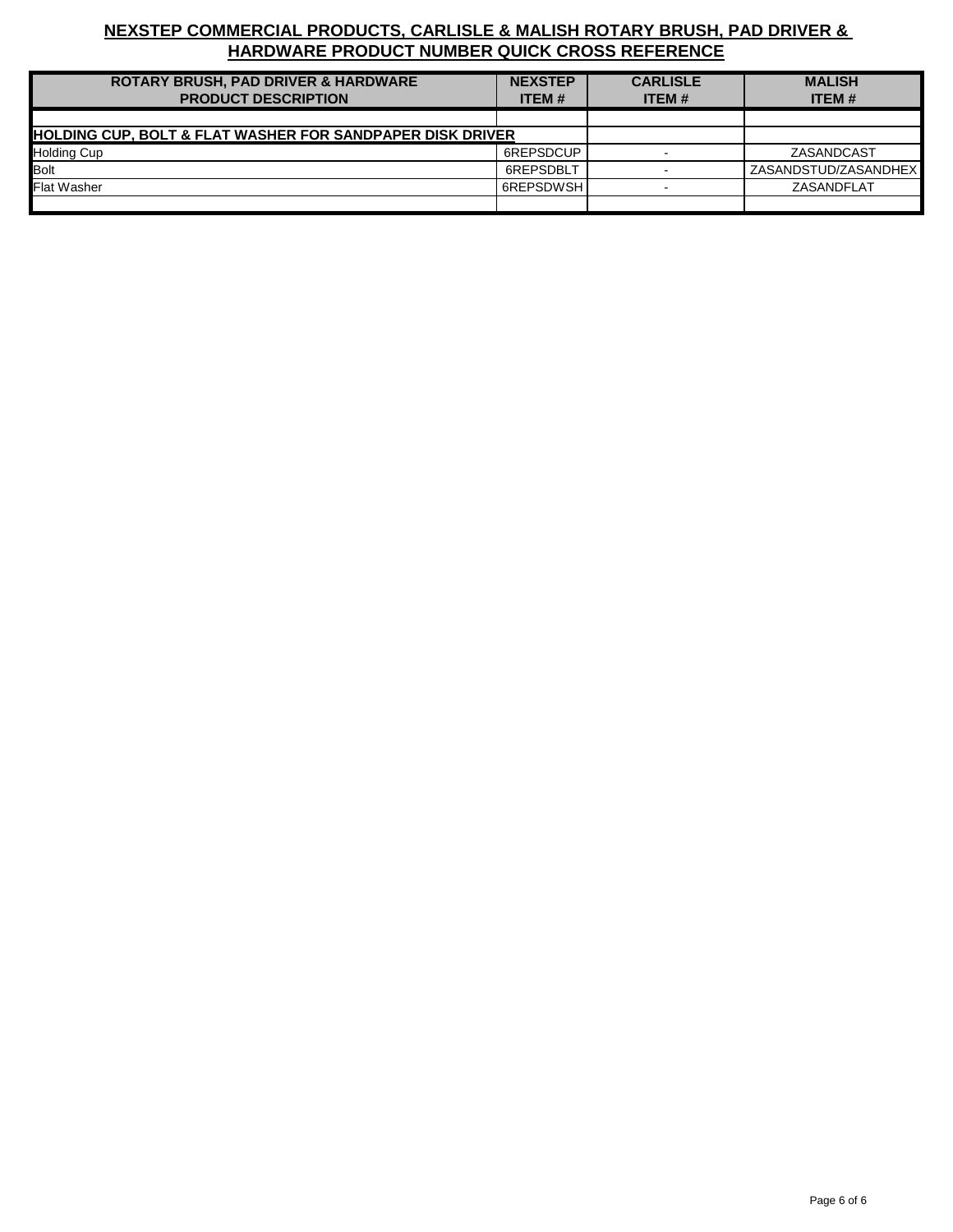## NEXSTEP COMMERCIAL PRODUCTS, CARLISLE & MALISH ROTARY BRUSH, PAD DRIVER & HARDWARE PRODUCT NUMBER QUICK CROSS REFERENCE

| ROTARY BRUSH, PAD DRIVER & HARDWARE PRODUCT DESCRIPTION | NEXSTEP ITEM # | CARLISLE ITEM # | MALISH ITEM # |
|---|---|---|---|
| | | | |
| **HOLDING CUP, BOLT & FLAT WASHER FOR SANDPAPER DISK DRIVER** | | | |
| Holding Cup | 6REPSDCUP | - | ZASANDCAST |
| Bolt | 6REPSDBLT | - | ZASANDSTUD/ZASANDHEX |
| Flat Washer | 6REPSDWSH | - | ZASANDFLAT |
| | | | |